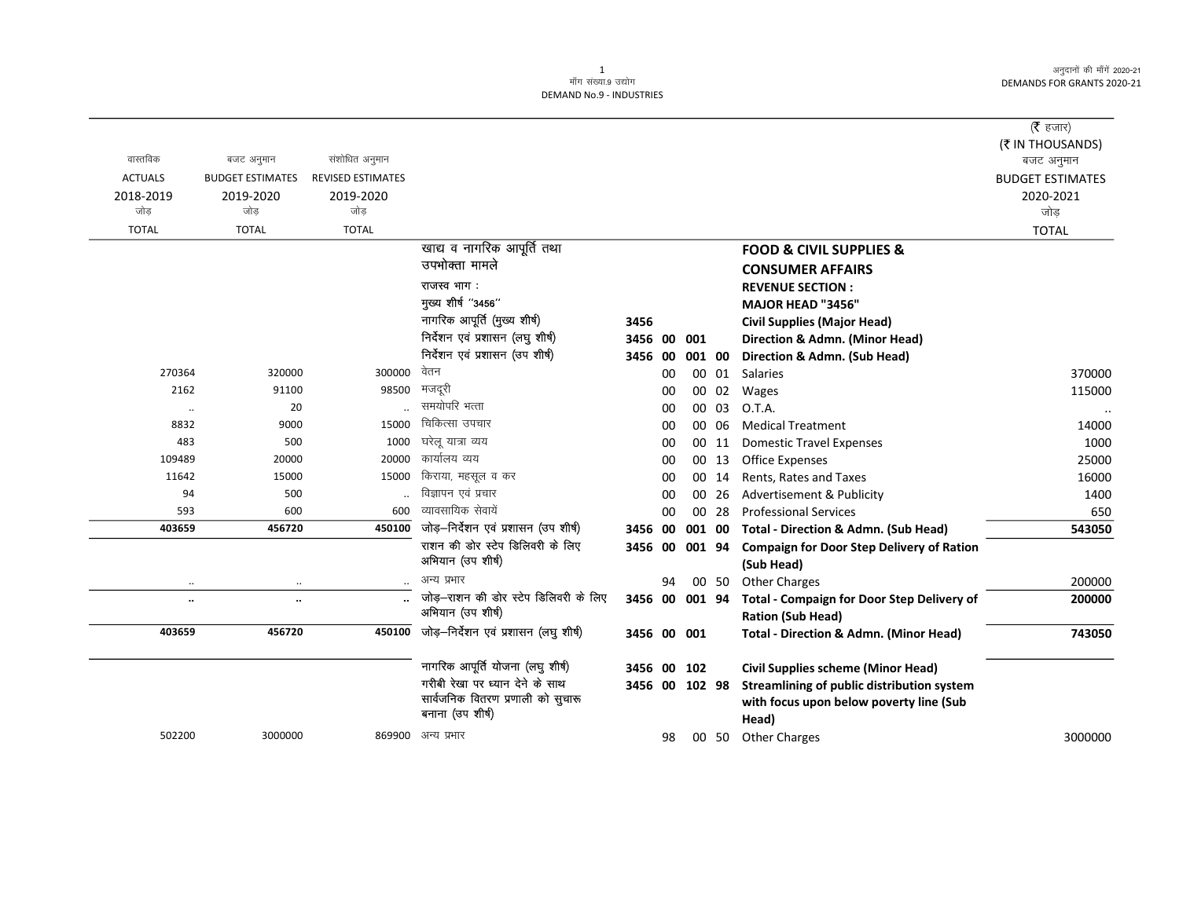माँग संख्या.9 उद्योग
DEMAND No.9 - INDUSTRIES

अनुदानों की माँगें 2020-21
DEMANDS FOR GRANTS 2020-21

(₹ हजार)
(₹ IN THOUSANDS)

| वास्तविक ACTUALS 2018-2019 जोड़ TOTAL | बजट अनुमान BUDGET ESTIMATES 2019-2020 जोड़ TOTAL | संशोधित अनुमान REVISED ESTIMATES 2019-2020 जोड़ TOTAL | | | | | | | | बजट अनुमान BUDGET ESTIMATES 2020-2021 जोड़ TOTAL |
|---|---|---|---|---|---|---|---|---|---|---|
| | | | खाद्य व नागरिक आपूर्ति तथा उपभोक्ता मामले | | | | | | **FOOD & CIVIL SUPPLIES & CONSUMER AFFAIRS** | |
| | | | राजस्व भाग : | | | | | | **REVENUE SECTION :** | |
| | | | मुख्य शीर्ष "3456" | | | | | | **MAJOR HEAD "3456"** | |
| | | | नागरिक आपूर्ति (मुख्य शीर्ष) | 3456 | | | | | **Civil Supplies (Major Head)** | |
| | | | निर्देशन एवं प्रशासन (लघु शीर्ष) | 3456 | 00 | 001 | | | **Direction & Admn. (Minor Head)** | |
| | | | निर्देशन एवं प्रशासन (उप शीर्ष) | 3456 | 00 | 001 | 00 | | **Direction & Admn. (Sub Head)** | |
| 270364 | 320000 | 300000 | वेतन | | 00 | | 00 | 01 | Salaries | 370000 |
| 2162 | 91100 | 98500 | मजदूरी | | 00 | | 00 | 02 | Wages | 115000 |
| .. | 20 | .. | समयोपरि भत्ता | | 00 | | 00 | 03 | O.T.A. | .. |
| 8832 | 9000 | 15000 | चिकित्सा उपचार | | 00 | | 00 | 06 | Medical Treatment | 14000 |
| 483 | 500 | 1000 | घरेलू यात्रा व्यय | | 00 | | 00 | 11 | Domestic Travel Expenses | 1000 |
| 109489 | 20000 | 20000 | कार्यालय व्यय | | 00 | | 00 | 13 | Office Expenses | 25000 |
| 11642 | 15000 | 15000 | किराया, महसूल व कर | | 00 | | 00 | 14 | Rents, Rates and Taxes | 16000 |
| 94 | 500 | .. | विज्ञापन एवं प्रचार | | 00 | | 00 | 26 | Advertisement & Publicity | 1400 |
| 593 | 600 | 600 | व्यावसायिक सेवायें | | 00 | | 00 | 28 | Professional Services | 650 |
| **403659** | **456720** | **450100** | जोड़–निर्देशन एवं प्रशासन (उप शीर्ष) | 3456 | 00 | 001 | 00 | | **Total - Direction & Admn. (Sub Head)** | **543050** |
| | | | राशन की डोर स्टेप डिलिवरी के लिए अभियान (उप शीर्ष) | 3456 | 00 | 001 | 94 | | **Compaign for Door Step Delivery of Ration (Sub Head)** | |
| .. | .. | .. | अन्य प्रभार | | 94 | | 00 | 50 | Other Charges | 200000 |
| **..** | **..** | **..** | जोड़–राशन की डोर स्टेप डिलिवरी के लिए अभियान (उप शीर्ष) | 3456 | 00 | 001 | 94 | | **Total - Compaign for Door Step Delivery of Ration (Sub Head)** | **200000** |
| **403659** | **456720** | **450100** | जोड़–निर्देशन एवं प्रशासन (लघु शीर्ष) | 3456 | 00 | 001 | | | **Total - Direction & Admn. (Minor Head)** | **743050** |
| | | | नागरिक आपूर्ति योजना (लघु शीर्ष) | 3456 | 00 | 102 | | | **Civil Supplies scheme (Minor Head)** | |
| | | | गरीबी रेखा पर ध्यान देने के साथ सार्वजनिक वितरण प्रणाली को सुचारू बनाना (उप शीर्ष) | 3456 | 00 | 102 | 98 | | **Streamlining of public distribution system with focus upon below poverty line (Sub Head)** | |
| 502200 | 3000000 | 869900 | अन्य प्रभार | | 98 | | 00 | 50 | Other Charges | 3000000 |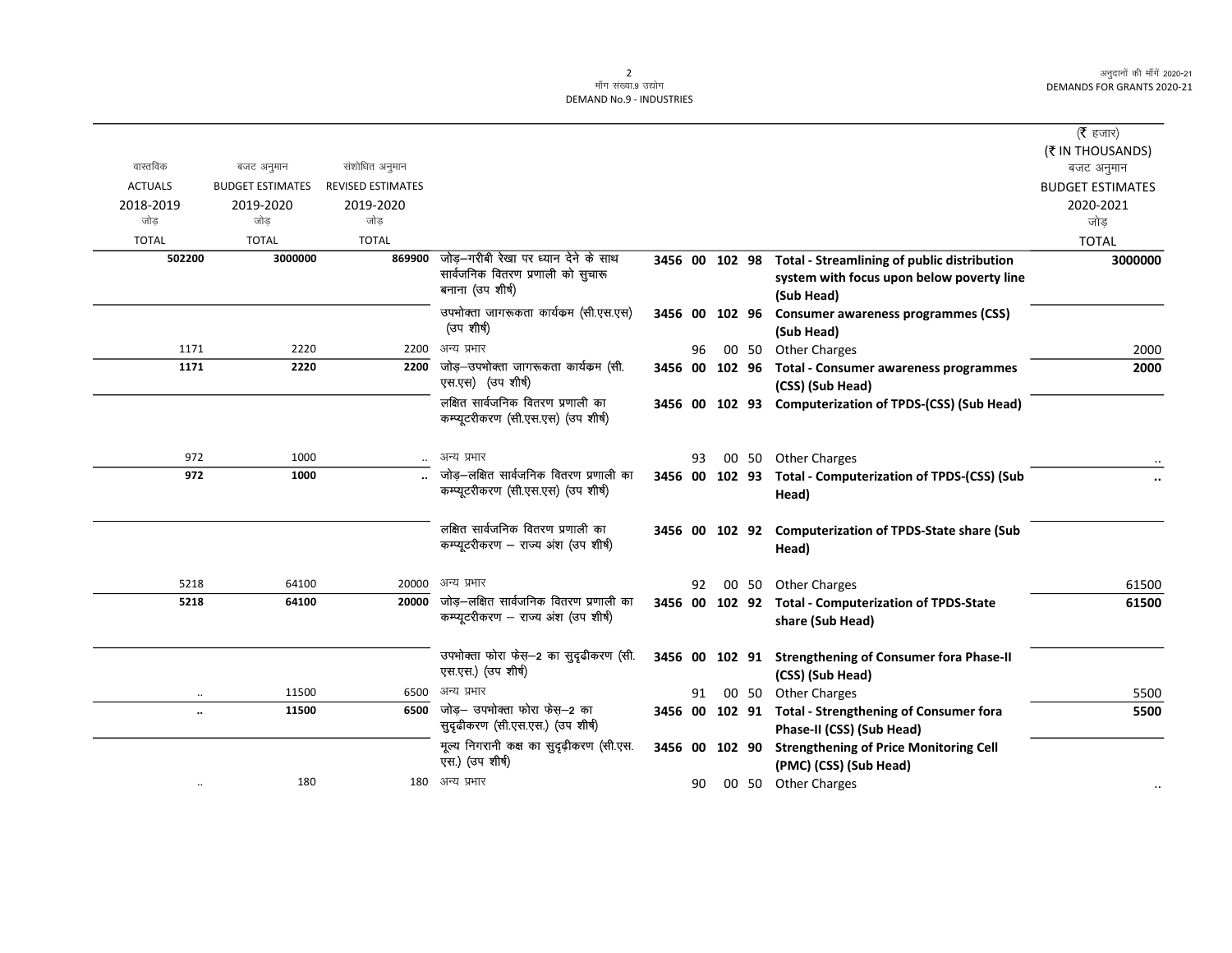माँग संख्या.9 उद्योग
DEMAND No.9 - INDUSTRIES

| वास्तविक ACTUALS 2018-2019 जोड़ TOTAL | बजट अनुमान BUDGET ESTIMATES 2019-2020 जोड़ TOTAL | संशोधित अनुमान REVISED ESTIMATES 2019-2020 जोड़ TOTAL | | | | | | | (₹ हजार) (₹ IN THOUSANDS) बजट अनुमान BUDGET ESTIMATES 2020-2021 जोड़ TOTAL |
|---|---|---|---|---|---|---|---|---|---|
| **502200** | **3000000** | **869900** | जोड़–गरीबी रेखा पर ध्यान देने के साथ सार्वजनिक वितरण प्रणाली को सुचारू बनाना (उप शीर्ष) | **3456** | **00** | **102** | **98** | **Total - Streamlining of public distribution system with focus upon below poverty line (Sub Head)** | **3000000** |
| | | | उपभोक्ता जागरूकता कार्यक्रम (सी.एस.एस) (उप शीर्ष) | **3456** | **00** | **102** | **96** | **Consumer awareness programmes (CSS) (Sub Head)** | |
| 1171 | 2220 | 2200 | अन्य प्रभार | | 96 | 00 | 50 | Other Charges | 2000 |
| **1171** | **2220** | **2200** | जोड़–उपभोक्ता जागरूकता कार्यक्रम (सी.एस.एस) (उप शीर्ष) | **3456** | **00** | **102** | **96** | **Total - Consumer awareness programmes (CSS) (Sub Head)** | **2000** |
| | | | लक्षित सार्वजनिक वितरण प्रणाली का कम्प्यूटरीकरण (सी.एस.एस) (उप शीर्ष) | **3456** | **00** | **102** | **93** | **Computerization of TPDS-(CSS) (Sub Head)** | |
| 972 | 1000 | .. | अन्य प्रभार | | 93 | 00 | 50 | Other Charges | .. |
| **972** | **1000** | **..** | जोड़–लक्षित सार्वजनिक वितरण प्रणाली का कम्प्यूटरीकरण (सी.एस.एस) (उप शीर्ष) | **3456** | **00** | **102** | **93** | **Total - Computerization of TPDS-(CSS) (Sub Head)** | **..** |
| | | | लक्षित सार्वजनिक वितरण प्रणाली का कम्प्यूटरीकरण – राज्य अंश (उप शीर्ष) | **3456** | **00** | **102** | **92** | **Computerization of TPDS-State share (Sub Head)** | |
| 5218 | 64100 | 20000 | अन्य प्रभार | | 92 | 00 | 50 | Other Charges | 61500 |
| **5218** | **64100** | **20000** | जोड़–लक्षित सार्वजनिक वितरण प्रणाली का कम्प्यूटरीकरण – राज्य अंश (उप शीर्ष) | **3456** | **00** | **102** | **92** | **Total - Computerization of TPDS-State share (Sub Head)** | **61500** |
| | | | उपभोक्ता फोरा फेस–2 का सुदृढीकरण (सी.एस.एस.) (उप शीर्ष) | **3456** | **00** | **102** | **91** | **Strengthening of Consumer fora Phase-II (CSS) (Sub Head)** | |
| .. | 11500 | 6500 | अन्य प्रभार | | 91 | 00 | 50 | Other Charges | 5500 |
| **..** | **11500** | **6500** | जोड़– उपभोक्ता फोरा फेस–2 का सुदृढीकरण (सी.एस.एस.) (उप शीर्ष) | **3456** | **00** | **102** | **91** | **Total - Strengthening of Consumer fora Phase-II (CSS) (Sub Head)** | **5500** |
| | | | मूल्य निगरानी कक्ष का सुदृढ़ीकरण (सी.एस.एस.) (उप शीर्ष) | **3456** | **00** | **102** | **90** | **Strengthening of Price Monitoring Cell (PMC) (CSS) (Sub Head)** | |
| .. | 180 | 180 | अन्य प्रभार | | 90 | 00 | 50 | Other Charges | .. |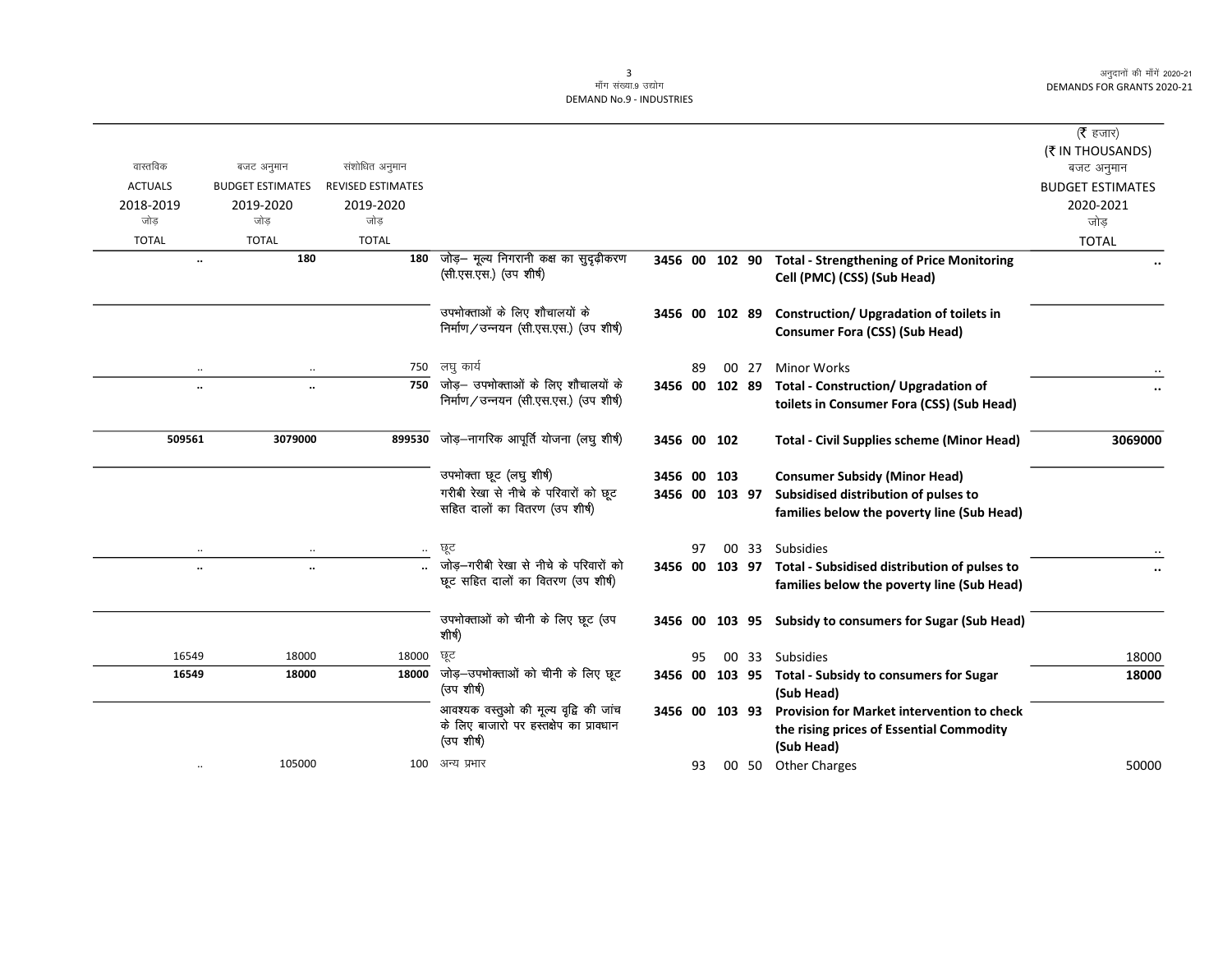(₹ हजार)
(₹ IN THOUSANDS)

| वास्तविक ACTUALS 2018-2019 जोड़ TOTAL | बजट अनुमान BUDGET ESTIMATES 2019-2020 जोड़ TOTAL | संशोधित अनुमान REVISED ESTIMATES 2019-2020 जोड़ TOTAL | | | | | | | बजट अनुमान BUDGET ESTIMATES 2020-2021 जोड़ TOTAL |
|---|---|---|---|---|---|---|---|---|---|
| .. | 180 | 180 | जोड़– मूल्य निगरानी कक्ष का सुदृढ़ीकरण (सी.एस.एस.) (उप शीर्ष) | 3456 | 00 | 102 | 90 | **Total - Strengthening of Price Monitoring Cell (PMC) (CSS) (Sub Head)** | .. |
| | | | उपभोक्ताओं के लिए शौचालयों के निर्माण/उन्नयन (सी.एस.एस.) (उप शीर्ष) | 3456 | 00 | 102 | 89 | **Construction/ Upgradation of toilets in Consumer Fora (CSS) (Sub Head)** | |
| .. | .. | 750 | लघु कार्य | | 89 | 00 | 27 | Minor Works | .. |
| .. | .. | 750 | जोड़– उपभोक्ताओं के लिए शौचालयों के निर्माण/उन्नयन (सी.एस.एस.) (उप शीर्ष) | 3456 | 00 | 102 | 89 | **Total - Construction/ Upgradation of toilets in Consumer Fora (CSS) (Sub Head)** | .. |
| 509561 | 3079000 | 899530 | जोड़–नागरिक आपूर्ति योजना (लघु शीर्ष) | 3456 | 00 | 102 | | **Total - Civil Supplies scheme (Minor Head)** | 3069000 |
| | | | उपभोक्ता छूट (लघु शीर्ष) | 3456 | 00 | 103 | | **Consumer Subsidy (Minor Head)** | |
| | | | गरीबी रेखा से नीचे के परिवारों को छूट सहित दालों का वितरण (उप शीर्ष) | 3456 | 00 | 103 | 97 | **Subsidised distribution of pulses to families below the poverty line (Sub Head)** | |
| .. | .. | .. | छूट | | 97 | 00 | 33 | Subsidies | .. |
| .. | .. | .. | जोड़–गरीबी रेखा से नीचे के परिवारों को छूट सहित दालों का वितरण (उप शीर्ष) | 3456 | 00 | 103 | 97 | **Total - Subsidised distribution of pulses to families below the poverty line (Sub Head)** | .. |
| | | | उपभोक्ताओं को चीनी के लिए छूट (उप शीर्ष) | 3456 | 00 | 103 | 95 | **Subsidy to consumers for Sugar (Sub Head)** | |
| 16549 | 18000 | 18000 | छूट | | 95 | 00 | 33 | Subsidies | 18000 |
| 16549 | 18000 | 18000 | जोड़–उपभोक्ताओं को चीनी के लिए छूट (उप शीर्ष) | 3456 | 00 | 103 | 95 | **Total - Subsidy to consumers for Sugar (Sub Head)** | 18000 |
| | | | आवश्यक वस्तुओ की मूल्य वृद्दि की जांच के लिए बाजारो पर हस्तक्षेप का प्रावधान (उप शीर्ष) | 3456 | 00 | 103 | 93 | **Provision for Market intervention to check the rising prices of Essential Commodity (Sub Head)** | |
| .. | 105000 | 100 | अन्य प्रभार | | 93 | 00 | 50 | Other Charges | 50000 |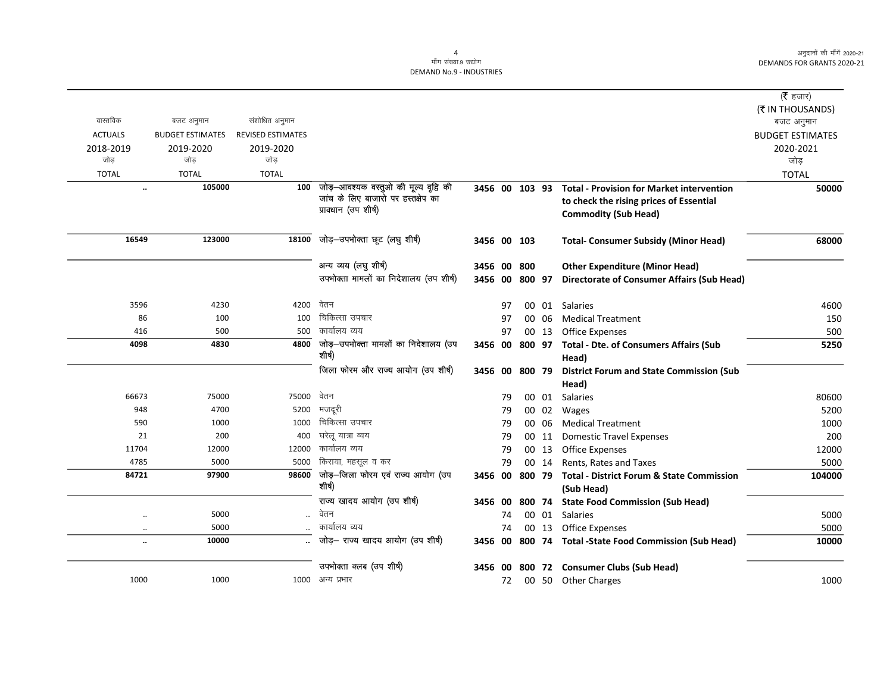| वास्तविक ACTUALS 2018-2019 जोड़ TOTAL | बजट अनुमान BUDGET ESTIMATES 2019-2020 जोड़ TOTAL | संशोधित अनुमान REVISED ESTIMATES 2019-2020 जोड़ TOTAL | | | | | | | (₹ हजार) (₹ IN THOUSANDS) बजट अनुमान BUDGET ESTIMATES 2020-2021 जोड़ TOTAL |
|---|---|---|---|---|---|---|---|---|---|
| .. | 105000 | 100 | जोड़–आवश्यक वस्तुओ की मूल्य वृद्वि की जांच के लिए बाजारो पर हस्तक्षेप का प्रावधान (उप शीर्ष) | 3456 | 00 | 103 | 93 | **Total - Provision for Market intervention to check the rising prices of Essential Commodity (Sub Head)** | 50000 |
| 16549 | 123000 | 18100 | जोड़–उपभोक्ता छूट (लघु शीर्ष) | 3456 | 00 | 103 | | **Total- Consumer Subsidy (Minor Head)** | 68000 |
| | | | अन्य व्यय (लघु शीर्ष) | 3456 | 00 | 800 | | **Other Expenditure (Minor Head)** | |
| | | | उपभोक्ता मामलों का निदेशालय (उप शीर्ष) | 3456 | 00 | 800 | 97 | **Directorate of Consumer Affairs (Sub Head)** | |
| 3596 | 4230 | 4200 | वेतन | | 97 | 00 | 01 | Salaries | 4600 |
| 86 | 100 | 100 | चिकित्सा उपचार | | 97 | 00 | 06 | Medical Treatment | 150 |
| 416 | 500 | 500 | कार्यालय व्यय | | 97 | 00 | 13 | Office Expenses | 500 |
| 4098 | 4830 | 4800 | जोड़–उपभोक्ता मामलों का निदेशालय (उप शीर्ष) | 3456 | 00 | 800 | 97 | **Total - Dte. of Consumers Affairs (Sub Head)** | 5250 |
| | | | जिला फोरम और राज्य आयोग (उप शीर्ष) | 3456 | 00 | 800 | 79 | **District Forum and State Commission (Sub Head)** | |
| 66673 | 75000 | 75000 | वेतन | | 79 | 00 | 01 | Salaries | 80600 |
| 948 | 4700 | 5200 | मजदूरी | | 79 | 00 | 02 | Wages | 5200 |
| 590 | 1000 | 1000 | चिकित्सा उपचार | | 79 | 00 | 06 | Medical Treatment | 1000 |
| 21 | 200 | 400 | घरेलू यात्रा व्यय | | 79 | 00 | 11 | Domestic Travel Expenses | 200 |
| 11704 | 12000 | 12000 | कार्यालय व्यय | | 79 | 00 | 13 | Office Expenses | 12000 |
| 4785 | 5000 | 5000 | किराया, महसूल व कर | | 79 | 00 | 14 | Rents, Rates and Taxes | 5000 |
| 84721 | 97900 | 98600 | जोड़–जिला फोरम एवं राज्य आयोग (उप शीर्ष) | 3456 | 00 | 800 | 79 | **Total - District Forum & State Commission (Sub Head)** | 104000 |
| | | | राज्य खादय आयोग (उप शीर्ष) | 3456 | 00 | 800 | 74 | **State Food Commission (Sub Head)** | |
| .. | 5000 | .. | वेतन | | 74 | 00 | 01 | Salaries | 5000 |
| .. | 5000 | .. | कार्यालय व्यय | | 74 | 00 | 13 | Office Expenses | 5000 |
| .. | 10000 | .. | जोड़– राज्य खादय आयोग (उप शीर्ष) | 3456 | 00 | 800 | 74 | **Total -State Food Commission (Sub Head)** | 10000 |
| | | | उपभोक्ता क्लब (उप शीर्ष) | 3456 | 00 | 800 | 72 | **Consumer Clubs (Sub Head)** | |
| 1000 | 1000 | 1000 | अन्य प्रभार | | 72 | 00 | 50 | Other Charges | 1000 |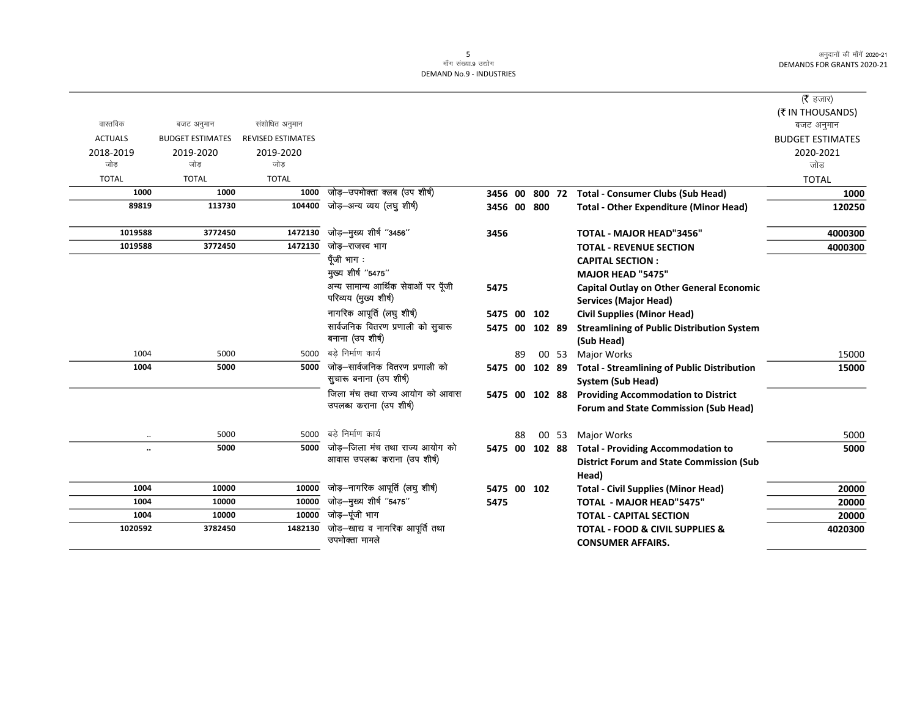| वास्तविक ACTUALS 2018-2019 जोड़ TOTAL | बजट अनुमान BUDGET ESTIMATES 2019-2020 जोड़ TOTAL | संशोधित अनुमान REVISED ESTIMATES 2019-2020 जोड़ TOTAL | | | | | | | (₹ हजार) (₹ IN THOUSANDS) बजट अनुमान BUDGET ESTIMATES 2020-2021 जोड़ TOTAL |
|---|---|---|---|---|---|---|---|---|---|
| **1000** | **1000** | **1000** | जोड़–उपभोक्ता क्लब (उप शीर्ष) | **3456** | **00** | **800** | **72** | **Total - Consumer Clubs (Sub Head)** | **1000** |
| **89819** | **113730** | **104400** | जोड़–अन्य व्यय (लघु शीर्ष) | **3456** | **00** | **800** | | **Total - Other Expenditure (Minor Head)** | **120250** |
| **1019588** | **3772450** | **1472130** | जोड़–मुख्य शीर्ष ''3456'' | **3456** | | | | **TOTAL - MAJOR HEAD"3456"** | **4000300** |
| **1019588** | **3772450** | **1472130** | जोड़–राजस्व भाग | | | | | **TOTAL - REVENUE SECTION** | **4000300** |
| | | | पूँजी भाग : | | | | | **CAPITAL SECTION :** | |
| | | | मुख्य शीर्ष ''5475'' | | | | | **MAJOR HEAD "5475"** | |
| | | | अन्य सामान्य आर्थिक सेवाओं पर पूँजी परिव्यय (मुख्य शीर्ष) | **5475** | | | | **Capital Outlay on Other General Economic Services (Major Head)** | |
| | | | नागरिक आपूर्ति (लघु शीर्ष) | **5475** | **00** | **102** | | **Civil Supplies (Minor Head)** | |
| | | | सार्वजनिक वितरण प्रणाली को सुचारू बनाना (उप शीर्ष) | **5475** | **00** | **102** | **89** | **Streamlining of Public Distribution System (Sub Head)** | |
| 1004 | 5000 | 5000 | बड़े निर्माण कार्य | | 89 | 00 | 53 | Major Works | 15000 |
| **1004** | **5000** | **5000** | जोड़–सार्वजनिक वितरण प्रणाली को सुचारू बनाना (उप शीर्ष) | **5475** | **00** | **102** | **89** | **Total - Streamlining of Public Distribution System (Sub Head)** | **15000** |
| | | | जिला मंच तथा राज्य आयोग को आवास उपलब्ध कराना (उप शीर्ष) | **5475** | **00** | **102** | **88** | **Providing Accommodation to District Forum and State Commission (Sub Head)** | |
| .. | 5000 | 5000 | बड़े निर्माण कार्य | | 88 | 00 | 53 | Major Works | 5000 |
| **..** | **5000** | **5000** | जोड़–जिला मंच तथा राज्य आयोग को आवास उपलब्ध कराना (उप शीर्ष) | **5475** | **00** | **102** | **88** | **Total - Providing Accommodation to District Forum and State Commission (Sub Head)** | **5000** |
| **1004** | **10000** | **10000** | जोड़–नागरिक आपूर्ति (लघु शीर्ष) | **5475** | **00** | **102** | | **Total - Civil Supplies (Minor Head)** | **20000** |
| **1004** | **10000** | **10000** | जोड़–मुख्य शीर्ष ''5475'' | **5475** | | | | **TOTAL - MAJOR HEAD"5475"** | **20000** |
| **1004** | **10000** | **10000** | जोड़–पूंजी भाग | | | | | **TOTAL - CAPITAL SECTION** | **20000** |
| **1020592** | **3782450** | **1482130** | जोड़–खाद्य व नागरिक आपूर्ति तथा उपभोक्ता मामले | | | | | **TOTAL - FOOD & CIVIL SUPPLIES & CONSUMER AFFAIRS.** | **4020300** |